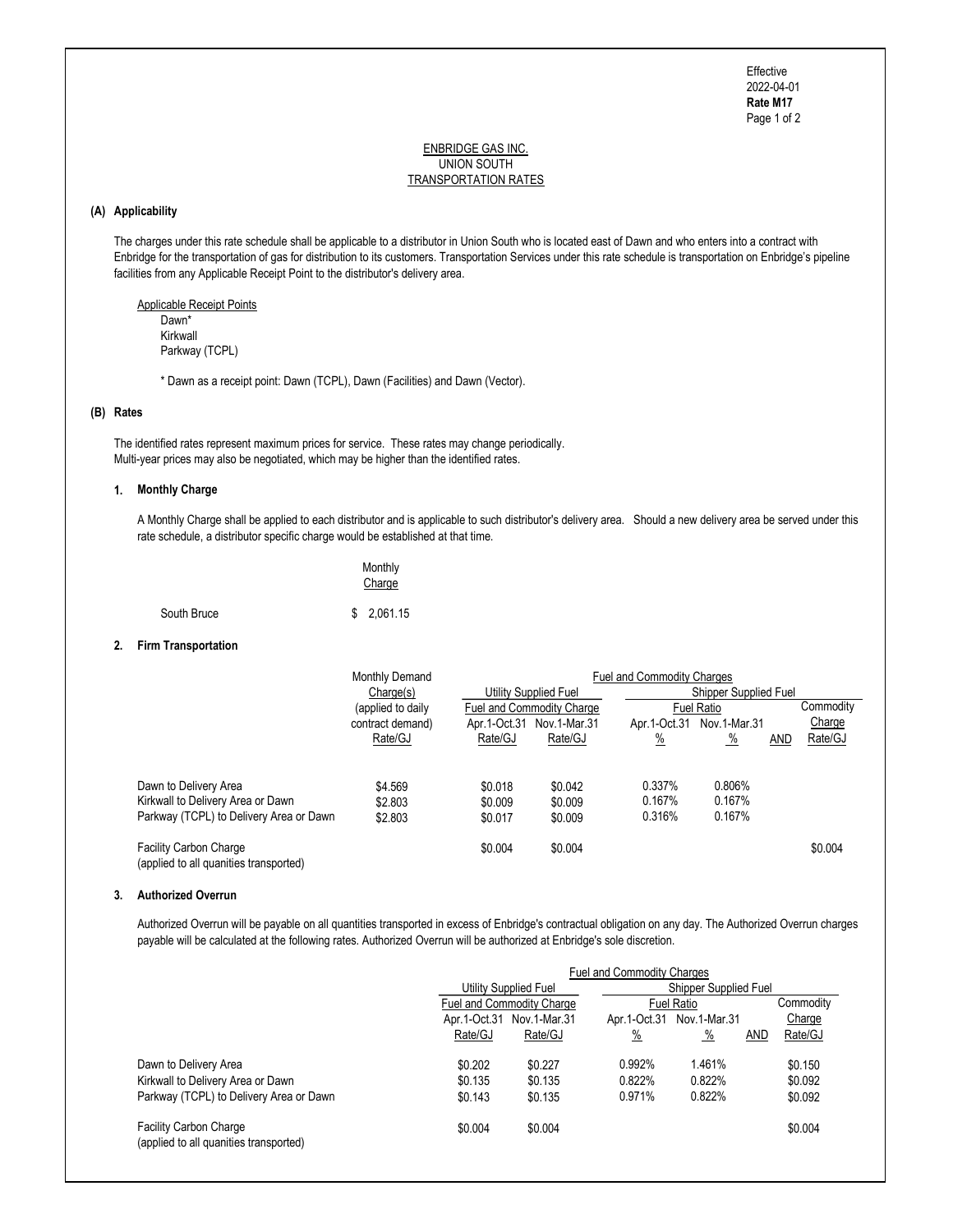Effective
2022-04-01
**Rate M17**

ENBRIDGE GAS INC.
UNION SOUTH
TRANSPORTATION RATES

**(A) Applicability**

The charges under this rate schedule shall be applicable to a distributor in Union South who is located east of Dawn and who enters into a contract with Enbridge for the transportation of gas for distribution to its customers. Transportation Services under this rate schedule is transportation on Enbridge's pipeline facilities from any Applicable Receipt Point to the distributor's delivery area.

Applicable Receipt Points
- Dawn*
- Kirkwall
- Parkway (TCPL)

\* Dawn as a receipt point: Dawn (TCPL), Dawn (Facilities) and Dawn (Vector).

**(B) Rates**

The identified rates represent maximum prices for service. These rates may change periodically.
Multi-year prices may also be negotiated, which may be higher than the identified rates.

**1. Monthly Charge**

A Monthly Charge shall be applied to each distributor and is applicable to such distributor's delivery area. Should a new delivery area be served under this rate schedule, a distributor specific charge would be established at that time.

| | Monthly Charge |
|---|---|
| South Bruce | $ 2,061.15 |

**2. Firm Transportation**

| | Monthly Demand Charge(s) (applied to daily contract demand) | Fuel and Commodity Charges | | | | | |
|---|---|---|---|---|---|---|---|
| | | Utility Supplied Fuel | | Shipper Supplied Fuel | | | |
| | | Fuel and Commodity Charge | | Fuel Ratio | | | Commodity Charge |
| | | Apr.1-Oct.31 | Nov.1-Mar.31 | Apr.1-Oct.31 | Nov.1-Mar.31 | | |
| | Rate/GJ | Rate/GJ | Rate/GJ | % | % | AND | Rate/GJ |
| Dawn to Delivery Area | $4.569 | $0.018 | $0.042 | 0.337% | 0.806% | | |
| Kirkwall to Delivery Area or Dawn | $2.803 | $0.009 | $0.009 | 0.167% | 0.167% | | |
| Parkway (TCPL) to Delivery Area or Dawn | $2.803 | $0.017 | $0.009 | 0.316% | 0.167% | | |
| Facility Carbon Charge (applied to all quanities transported) | | $0.004 | $0.004 | | | | $0.004 |

**3. Authorized Overrun**

Authorized Overrun will be payable on all quantities transported in excess of Enbridge's contractual obligation on any day. The Authorized Overrun charges payable will be calculated at the following rates. Authorized Overrun will be authorized at Enbridge's sole discretion.

| | Fuel and Commodity Charges | | | | | |
|---|---|---|---|---|---|---|
| | Utility Supplied Fuel | | Shipper Supplied Fuel | | | |
| | Fuel and Commodity Charge | | Fuel Ratio | | | Commodity Charge |
| | Apr.1-Oct.31 | Nov.1-Mar.31 | Apr.1-Oct.31 | Nov.1-Mar.31 | | |
| | Rate/GJ | Rate/GJ | % | % | AND | Rate/GJ |
| Dawn to Delivery Area | $0.202 | $0.227 | 0.992% | 1.461% | | $0.150 |
| Kirkwall to Delivery Area or Dawn | $0.135 | $0.135 | 0.822% | 0.822% | | $0.092 |
| Parkway (TCPL) to Delivery Area or Dawn | $0.143 | $0.135 | 0.971% | 0.822% | | $0.092 |
| Facility Carbon Charge (applied to all quanities transported) | $0.004 | $0.004 | | | | $0.004 |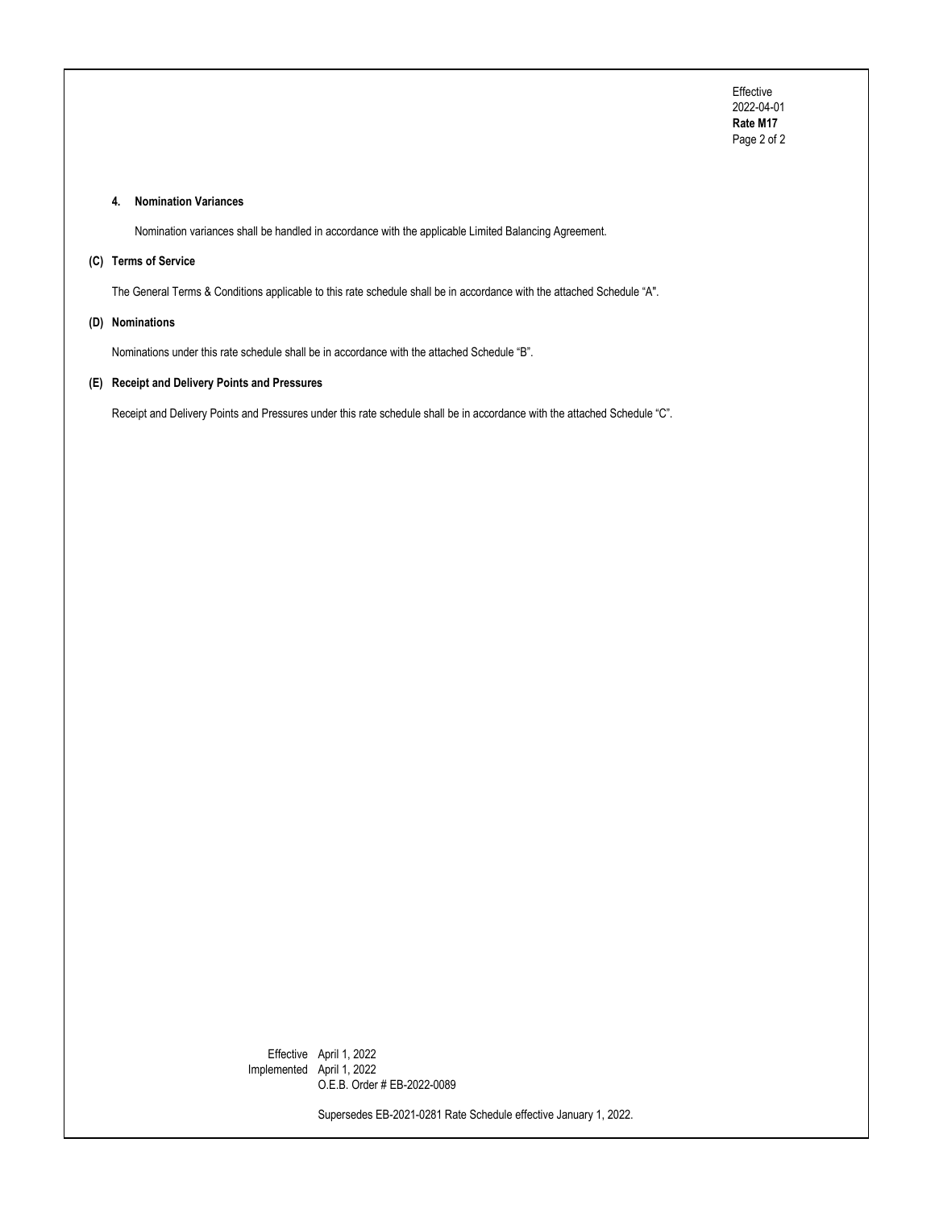#### 4. Nomination Variances

Nomination variances shall be handled in accordance with the applicable Limited Balancing Agreement.

### (C) Terms of Service

The General Terms & Conditions applicable to this rate schedule shall be in accordance with the attached Schedule "A".

### (D) Nominations

Nominations under this rate schedule shall be in accordance with the attached Schedule "B".

### (E) Receipt and Delivery Points and Pressures

Receipt and Delivery Points and Pressures under this rate schedule shall be in accordance with the attached Schedule "C".

Effective April 1, 2022
Implemented April 1, 2022
O.E.B. Order # EB-2022-0089

Supersedes EB-2021-0281 Rate Schedule effective January 1, 2022.